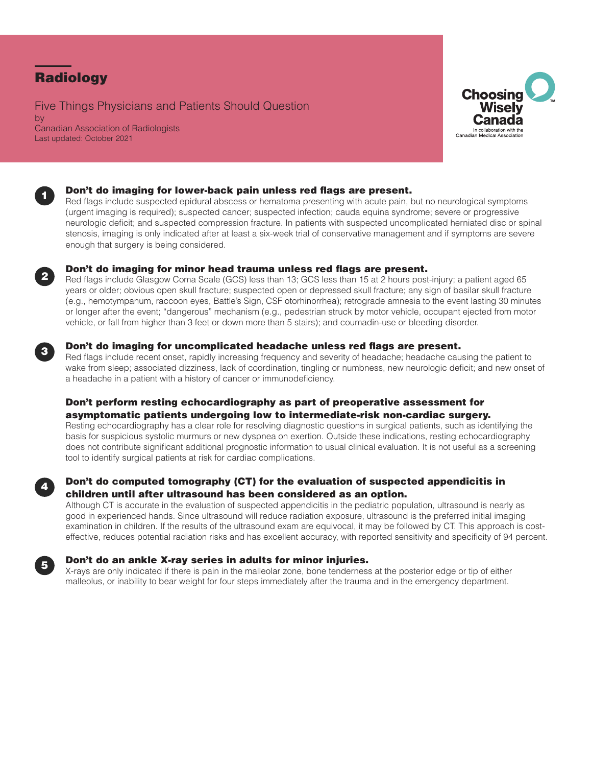# Radiology

Five Things Physicians and Patients Should Question

by

Canadian Association of Radiologists

Last updated: October 2021

Choosing Wisely Canada

In collaboration with the Canadian Medical Association

## 1 Don't do imaging for lower-back pain unless red flags are present.

Red flags include suspected epidural abscess or hematoma presenting with acute pain, but no neurological symptoms (urgent imaging is required); suspected cancer; suspected infection; cauda equina syndrome; severe or progressive neurologic deficit; and suspected compression fracture. In patients with suspected uncomplicated herniated disc or spinal stenosis, imaging is only indicated after at least a six-week trial of conservative management and if symptoms are severe enough that surgery is being considered.

## 2 Don't do imaging for minor head trauma unless red flags are present.

Red flags include Glasgow Coma Scale (GCS) less than 13; GCS less than 15 at 2 hours post-injury; a patient aged 65 years or older; obvious open skull fracture; suspected open or depressed skull fracture; any sign of basilar skull fracture (e.g., hemotympanum, raccoon eyes, Battle's Sign, CSF otorhinorrhea); retrograde amnesia to the event lasting 30 minutes or longer after the event; "dangerous" mechanism (e.g., pedestrian struck by motor vehicle, occupant ejected from motor vehicle, or fall from higher than 3 feet or down more than 5 stairs); and coumadin-use or bleeding disorder.

## 3 Don't do imaging for uncomplicated headache unless red flags are present.

Red flags include recent onset, rapidly increasing frequency and severity of headache; headache causing the patient to wake from sleep; associated dizziness, lack of coordination, tingling or numbness, new neurologic deficit; and new onset of a headache in a patient with a history of cancer or immunodeficiency.

## Don't perform resting echocardiography as part of preoperative assessment for asymptomatic patients undergoing low to intermediate-risk non-cardiac surgery.

Resting echocardiography has a clear role for resolving diagnostic questions in surgical patients, such as identifying the basis for suspicious systolic murmurs or new dyspnea on exertion. Outside these indications, resting echocardiography does not contribute significant additional prognostic information to usual clinical evaluation. It is not useful as a screening tool to identify surgical patients at risk for cardiac complications.

## 4 Don't do computed tomography (CT) for the evaluation of suspected appendicitis in children until after ultrasound has been considered as an option.

Although CT is accurate in the evaluation of suspected appendicitis in the pediatric population, ultrasound is nearly as good in experienced hands. Since ultrasound will reduce radiation exposure, ultrasound is the preferred initial imaging examination in children. If the results of the ultrasound exam are equivocal, it may be followed by CT. This approach is cost-effective, reduces potential radiation risks and has excellent accuracy, with reported sensitivity and specificity of 94 percent.

## 5 Don't do an ankle X-ray series in adults for minor injuries.

X-rays are only indicated if there is pain in the malleolar zone, bone tenderness at the posterior edge or tip of either malleolus, or inability to bear weight for four steps immediately after the trauma and in the emergency department.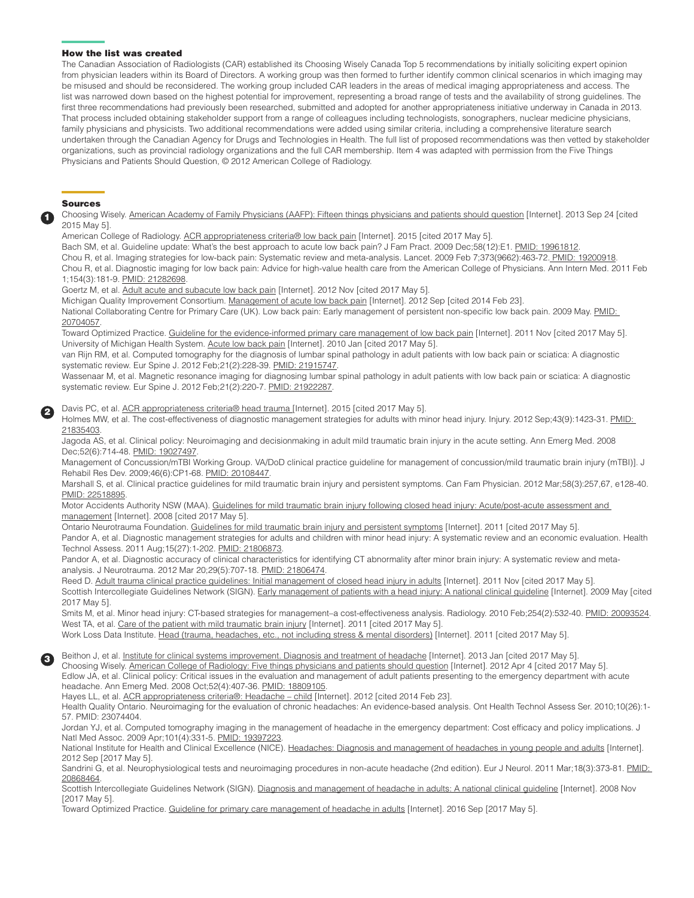## How the list was created

The Canadian Association of Radiologists (CAR) established its Choosing Wisely Canada Top 5 recommendations by initially soliciting expert opinion from physician leaders within its Board of Directors. A working group was then formed to further identify common clinical scenarios in which imaging may be misused and should be reconsidered. The working group included CAR leaders in the areas of medical imaging appropriateness and access. The list was narrowed down based on the highest potential for improvement, representing a broad range of tests and the availability of strong guidelines. The first three recommendations had previously been researched, submitted and adopted for another appropriateness initiative underway in Canada in 2013. That process included obtaining stakeholder support from a range of colleagues including technologists, sonographers, nuclear medicine physicians, family physicians and physicists. Two additional recommendations were added using similar criteria, including a comprehensive literature search undertaken through the Canadian Agency for Drugs and Technologies in Health. The full list of proposed recommendations was then vetted by stakeholder organizations, such as provincial radiology organizations and the full CAR membership. Item 4 was adapted with permission from the Five Things Physicians and Patients Should Question, © 2012 American College of Radiology.

## Sources

**1**

Choosing Wisely. American Academy of Family Physicians (AAFP): Fifteen things physicians and patients should question [Internet]. 2013 Sep 24 [cited 2015 May 5].

American College of Radiology. ACR appropriateness criteria® low back pain [Internet]. 2015 [cited 2017 May 5].

Bach SM, et al. Guideline update: What's the best approach to acute low back pain? J Fam Pract. 2009 Dec;58(12):E1. PMID: 19961812.

Chou R, et al. Imaging strategies for low-back pain: Systematic review and meta-analysis. Lancet. 2009 Feb 7;373(9662):463-72. PMID: 19200918.

Chou R, et al. Diagnostic imaging for low back pain: Advice for high-value health care from the American College of Physicians. Ann Intern Med. 2011 Feb 1;154(3):181-9. PMID: 21282698.

Goertz M, et al. Adult acute and subacute low back pain [Internet]. 2012 Nov [cited 2017 May 5].

Michigan Quality Improvement Consortium. Management of acute low back pain [Internet]. 2012 Sep [cited 2014 Feb 23].

National Collaborating Centre for Primary Care (UK). Low back pain: Early management of persistent non-specific low back pain. 2009 May. PMID: 20704057.

Toward Optimized Practice. Guideline for the evidence-informed primary care management of low back pain [Internet]. 2011 Nov [cited 2017 May 5].

University of Michigan Health System. Acute low back pain [Internet]. 2010 Jan [cited 2017 May 5].

van Rijn RM, et al. Computed tomography for the diagnosis of lumbar spinal pathology in adult patients with low back pain or sciatica: A diagnostic systematic review. Eur Spine J. 2012 Feb;21(2):228-39. PMID: 21915747.

Wassenaar M, et al. Magnetic resonance imaging for diagnosing lumbar spinal pathology in adult patients with low back pain or sciatica: A diagnostic systematic review. Eur Spine J. 2012 Feb;21(2):220-7. PMID: 21922287.

**2**

Davis PC, et al. ACR appropriateness criteria® head trauma [Internet]. 2015 [cited 2017 May 5].

Holmes MW, et al. The cost-effectiveness of diagnostic management strategies for adults with minor head injury. Injury. 2012 Sep;43(9):1423-31. PMID: 21835403.

Jagoda AS, et al. Clinical policy: Neuroimaging and decisionmaking in adult mild traumatic brain injury in the acute setting. Ann Emerg Med. 2008 Dec;52(6):714-48. PMID: 19027497.

Management of Concussion/mTBI Working Group. VA/DoD clinical practice guideline for management of concussion/mild traumatic brain injury (mTBI)]. J Rehabil Res Dev. 2009;46(6):CP1-68. PMID: 20108447.

Marshall S, et al. Clinical practice guidelines for mild traumatic brain injury and persistent symptoms. Can Fam Physician. 2012 Mar;58(3):257,67, e128-40. PMID: 22518895.

Motor Accidents Authority NSW (MAA). Guidelines for mild traumatic brain injury following closed head injury: Acute/post-acute assessment and management [Internet]. 2008 [cited 2017 May 5].

Ontario Neurotrauma Foundation. Guidelines for mild traumatic brain injury and persistent symptoms [Internet]. 2011 [cited 2017 May 5].

Pandor A, et al. Diagnostic management strategies for adults and children with minor head injury: A systematic review and an economic evaluation. Health Technol Assess. 2011 Aug;15(27):1-202. PMID: 21806873.

Pandor A, et al. Diagnostic accuracy of clinical characteristics for identifying CT abnormality after minor brain injury: A systematic review and meta-analysis. J Neurotrauma. 2012 Mar 20;29(5):707-18. PMID: 21806474.

Reed D. Adult trauma clinical practice guidelines: Initial management of closed head injury in adults [Internet]. 2011 Nov [cited 2017 May 5].

Scottish Intercollegiate Guidelines Network (SIGN). Early management of patients with a head injury: A national clinical guideline [Internet]. 2009 May [cited 2017 May 5].

Smits M, et al. Minor head injury: CT-based strategies for management–a cost-effectiveness analysis. Radiology. 2010 Feb;254(2):532-40. PMID: 20093524.

West TA, et al. Care of the patient with mild traumatic brain injury [Internet]. 2011 [cited 2017 May 5].

Work Loss Data Institute. Head (trauma, headaches, etc., not including stress & mental disorders) [Internet]. 2011 [cited 2017 May 5].

**3**

Beithon J, et al. Institute for clinical systems improvement. Diagnosis and treatment of headache [Internet]. 2013 Jan [cited 2017 May 5].

Choosing Wisely. American College of Radiology: Five things physicians and patients should question [Internet]. 2012 Apr 4 [cited 2017 May 5].

Edlow JA, et al. Clinical policy: Critical issues in the evaluation and management of adult patients presenting to the emergency department with acute headache. Ann Emerg Med. 2008 Oct;52(4):407-36. PMID: 18809105.

Hayes LL, et al. ACR appropriateness criteria®: Headache – child [Internet]. 2012 [cited 2014 Feb 23].

Health Quality Ontario. Neuroimaging for the evaluation of chronic headaches: An evidence-based analysis. Ont Health Technol Assess Ser. 2010;10(26):1-57. PMID: 23074404.

Jordan YJ, et al. Computed tomography imaging in the management of headache in the emergency department: Cost efficacy and policy implications. J Natl Med Assoc. 2009 Apr;101(4):331-5. PMID: 19397223.

National Institute for Health and Clinical Excellence (NICE). Headaches: Diagnosis and management of headaches in young people and adults [Internet]. 2012 Sep [2017 May 5].

Sandrini G, et al. Neurophysiological tests and neuroimaging procedures in non-acute headache (2nd edition). Eur J Neurol. 2011 Mar;18(3):373-81. PMID: 20868464.

Scottish Intercollegiate Guidelines Network (SIGN). Diagnosis and management of headache in adults: A national clinical guideline [Internet]. 2008 Nov [2017 May 5].

Toward Optimized Practice. Guideline for primary care management of headache in adults [Internet]. 2016 Sep [2017 May 5].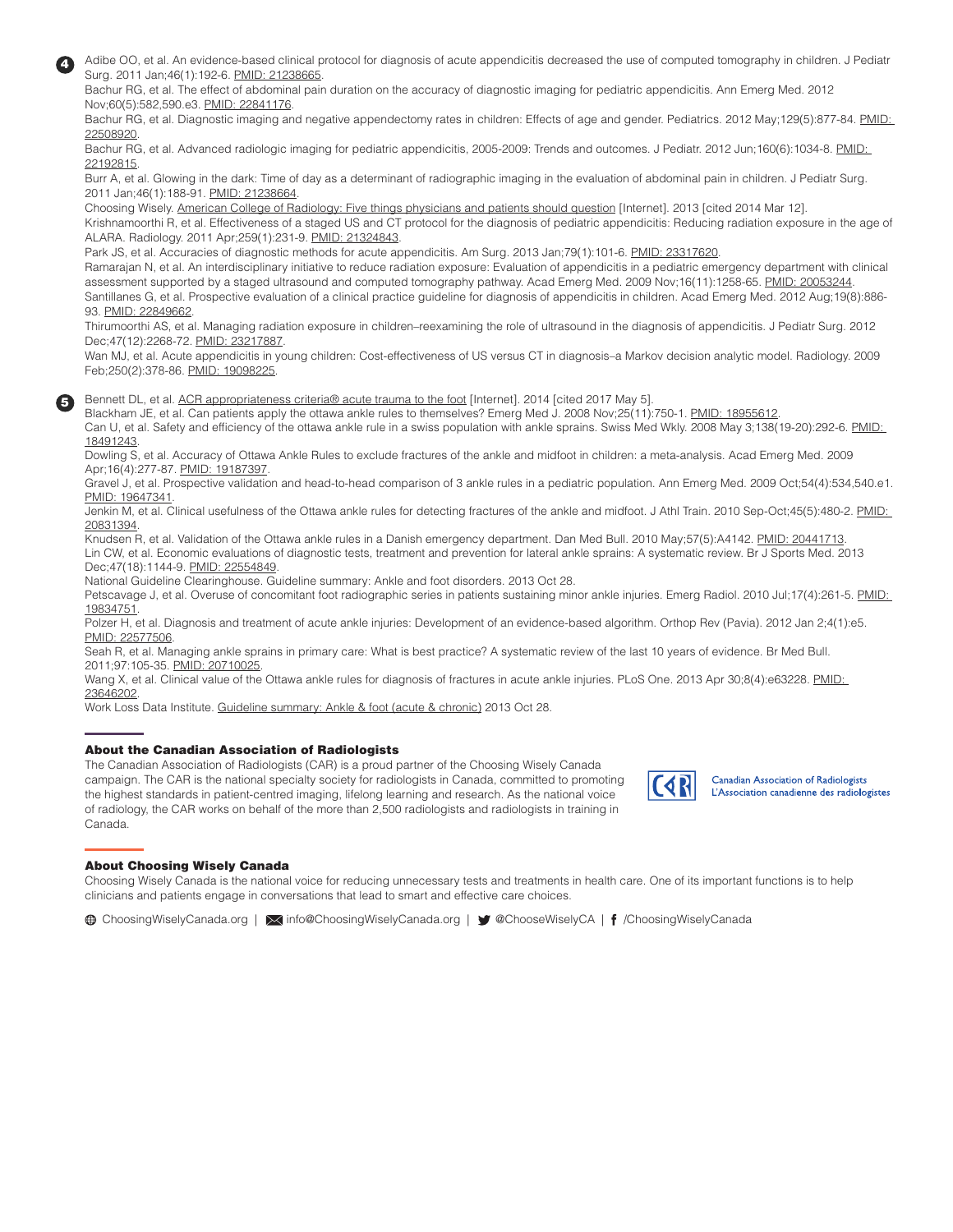**4**

Adibe OO, et al. An evidence-based clinical protocol for diagnosis of acute appendicitis decreased the use of computed tomography in children. J Pediatr Surg. 2011 Jan;46(1):192-6. PMID: 21238665.

Bachur RG, et al. The effect of abdominal pain duration on the accuracy of diagnostic imaging for pediatric appendicitis. Ann Emerg Med. 2012 Nov;60(5):582,590.e3. PMID: 22841176.

Bachur RG, et al. Diagnostic imaging and negative appendectomy rates in children: Effects of age and gender. Pediatrics. 2012 May;129(5):877-84. PMID: 22508920.

Bachur RG, et al. Advanced radiologic imaging for pediatric appendicitis, 2005-2009: Trends and outcomes. J Pediatr. 2012 Jun;160(6):1034-8. PMID: 22192815.

Burr A, et al. Glowing in the dark: Time of day as a determinant of radiographic imaging in the evaluation of abdominal pain in children. J Pediatr Surg. 2011 Jan;46(1):188-91. PMID: 21238664.

Choosing Wisely. American College of Radiology: Five things physicians and patients should question [Internet]. 2013 [cited 2014 Mar 12].

Krishnamoorthi R, et al. Effectiveness of a staged US and CT protocol for the diagnosis of pediatric appendicitis: Reducing radiation exposure in the age of ALARA. Radiology. 2011 Apr;259(1):231-9. PMID: 21324843.

Park JS, et al. Accuracies of diagnostic methods for acute appendicitis. Am Surg. 2013 Jan;79(1):101-6. PMID: 23317620.

Ramarajan N, et al. An interdisciplinary initiative to reduce radiation exposure: Evaluation of appendicitis in a pediatric emergency department with clinical assessment supported by a staged ultrasound and computed tomography pathway. Acad Emerg Med. 2009 Nov;16(11):1258-65. PMID: 20053244.

Santillanes G, et al. Prospective evaluation of a clinical practice guideline for diagnosis of appendicitis in children. Acad Emerg Med. 2012 Aug;19(8):886-93. PMID: 22849662.

Thirumoorthi AS, et al. Managing radiation exposure in children–reexamining the role of ultrasound in the diagnosis of appendicitis. J Pediatr Surg. 2012 Dec;47(12):2268-72. PMID: 23217887.

Wan MJ, et al. Acute appendicitis in young children: Cost-effectiveness of US versus CT in diagnosis–a Markov decision analytic model. Radiology. 2009 Feb;250(2):378-86. PMID: 19098225.

**5**

Bennett DL, et al. ACR appropriateness criteria® acute trauma to the foot [Internet]. 2014 [cited 2017 May 5].

Blackham JE, et al. Can patients apply the ottawa ankle rules to themselves? Emerg Med J. 2008 Nov;25(11):750-1. PMID: 18955612.

Can U, et al. Safety and efficiency of the ottawa ankle rule in a swiss population with ankle sprains. Swiss Med Wkly. 2008 May 3;138(19-20):292-6. PMID: 18491243.

Dowling S, et al. Accuracy of Ottawa Ankle Rules to exclude fractures of the ankle and midfoot in children: a meta-analysis. Acad Emerg Med. 2009 Apr;16(4):277-87. PMID: 19187397.

Gravel J, et al. Prospective validation and head-to-head comparison of 3 ankle rules in a pediatric population. Ann Emerg Med. 2009 Oct;54(4):534,540.e1. PMID: 19647341.

Jenkin M, et al. Clinical usefulness of the Ottawa ankle rules for detecting fractures of the ankle and midfoot. J Athl Train. 2010 Sep-Oct;45(5):480-2. PMID: 20831394.

Knudsen R, et al. Validation of the Ottawa ankle rules in a Danish emergency department. Dan Med Bull. 2010 May;57(5):A4142. PMID: 20441713.

Lin CW, et al. Economic evaluations of diagnostic tests, treatment and prevention for lateral ankle sprains: A systematic review. Br J Sports Med. 2013 Dec;47(18):1144-9. PMID: 22554849.

National Guideline Clearinghouse. Guideline summary: Ankle and foot disorders. 2013 Oct 28.

Petscavage J, et al. Overuse of concomitant foot radiographic series in patients sustaining minor ankle injuries. Emerg Radiol. 2010 Jul;17(4):261-5. PMID: 19834751.

Polzer H, et al. Diagnosis and treatment of acute ankle injuries: Development of an evidence-based algorithm. Orthop Rev (Pavia). 2012 Jan 2;4(1):e5. PMID: 22577506.

Seah R, et al. Managing ankle sprains in primary care: What is best practice? A systematic review of the last 10 years of evidence. Br Med Bull. 2011;97:105-35. PMID: 20710025.

Wang X, et al. Clinical value of the Ottawa ankle rules for diagnosis of fractures in acute ankle injuries. PLoS One. 2013 Apr 30;8(4):e63228. PMID: 23646202.

Work Loss Data Institute. Guideline summary: Ankle & foot (acute & chronic) 2013 Oct 28.

## About the Canadian Association of Radiologists

The Canadian Association of Radiologists (CAR) is a proud partner of the Choosing Wisely Canada campaign. The CAR is the national specialty society for radiologists in Canada, committed to promoting the highest standards in patient-centred imaging, lifelong learning and research. As the national voice of radiology, the CAR works on behalf of the more than 2,500 radiologists and radiologists in training in Canada.

Canadian Association of Radiologists
L'Association canadienne des radiologistes

## About Choosing Wisely Canada

Choosing Wisely Canada is the national voice for reducing unnecessary tests and treatments in health care. One of its important functions is to help clinicians and patients engage in conversations that lead to smart and effective care choices.

ChoosingWiselyCanada.org | info@ChoosingWiselyCanada.org | @ChooseWiselyCA | /ChoosingWiselyCanada